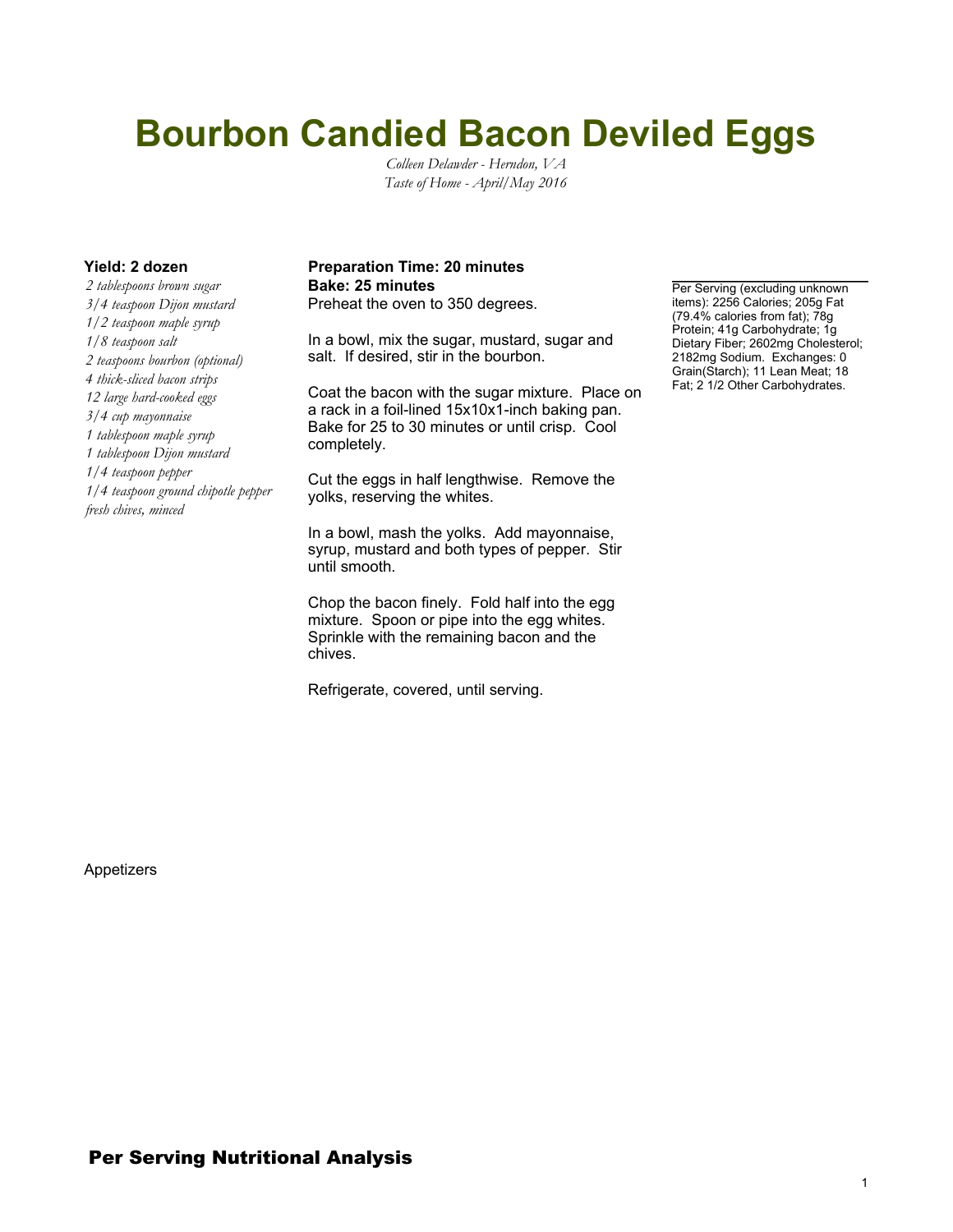# Bourbon Candied Bacon Deviled Eggs

*Colleen Delawder - Herndon, VA*
*Taste of Home - April/May 2016*

**Yield: 2 dozen**

*2 tablespoons brown sugar*
*3/4 teaspoon Dijon mustard*
*1/2 teaspoon maple syrup*
*1/8 teaspoon salt*
*2 teaspoons bourbon (optional)*
*4 thick-sliced bacon strips*
*12 large hard-cooked eggs*
*3/4 cup mayonnaise*
*1 tablespoon maple syrup*
*1 tablespoon Dijon mustard*
*1/4 teaspoon pepper*
*1/4 teaspoon ground chipotle pepper*
*fresh chives, minced*

**Preparation Time: 20 minutes**
**Bake: 25 minutes**

Preheat the oven to 350 degrees.

In a bowl, mix the sugar, mustard, sugar and salt. If desired, stir in the bourbon.

Coat the bacon with the sugar mixture. Place on a rack in a foil-lined 15x10x1-inch baking pan. Bake for 25 to 30 minutes or until crisp. Cool completely.

Cut the eggs in half lengthwise. Remove the yolks, reserving the whites.

In a bowl, mash the yolks. Add mayonnaise, syrup, mustard and both types of pepper. Stir until smooth.

Chop the bacon finely. Fold half into the egg mixture. Spoon or pipe into the egg whites. Sprinkle with the remaining bacon and the chives.

Refrigerate, covered, until serving.

Per Serving (excluding unknown items): 2256 Calories; 205g Fat (79.4% calories from fat); 78g Protein; 41g Carbohydrate; 1g Dietary Fiber; 2602mg Cholesterol; 2182mg Sodium. Exchanges: 0 Grain(Starch); 11 Lean Meat; 18 Fat; 2 1/2 Other Carbohydrates.

Appetizers

## Per Serving Nutritional Analysis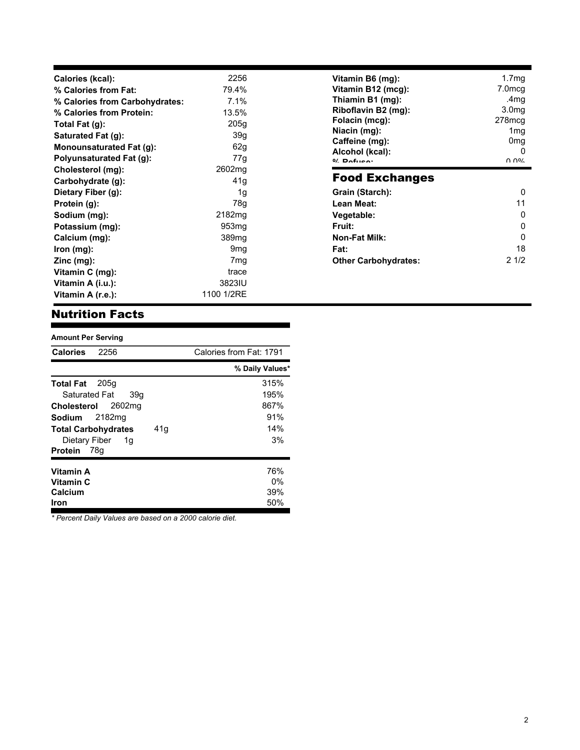| | |
|---|---|
| **Calories (kcal):** | 2256 |
| **% Calories from Fat:** | 79.4% |
| **% Calories from Carbohydrates:** | 7.1% |
| **% Calories from Protein:** | 13.5% |
| **Total Fat (g):** | 205g |
| **Saturated Fat (g):** | 39g |
| **Monounsaturated Fat (g):** | 62g |
| **Polyunsaturated Fat (g):** | 77g |
| **Cholesterol (mg):** | 2602mg |
| **Carbohydrate (g):** | 41g |
| **Dietary Fiber (g):** | 1g |
| **Protein (g):** | 78g |
| **Sodium (mg):** | 2182mg |
| **Potassium (mg):** | 953mg |
| **Calcium (mg):** | 389mg |
| **Iron (mg):** | 9mg |
| **Zinc (mg):** | 7mg |
| **Vitamin C (mg):** | trace |
| **Vitamin A (i.u.):** | 3823IU |
| **Vitamin A (r.e.):** | 1100 1/2RE |
| **Vitamin B6 (mg):** | 1.7mg |
| **Vitamin B12 (mcg):** | 7.0mcg |
| **Thiamin B1 (mg):** | .4mg |
| **Riboflavin B2 (mg):** | 3.0mg |
| **Folacin (mcg):** | 278mcg |
| **Niacin (mg):** | 1mg |
| **Caffeine (mg):** | 0mg |
| **Alcohol (kcal):** | 0 |
| **% Refuse:** | 0.0% |

## Food Exchanges

| | |
|---|---|
| **Grain (Starch):** | 0 |
| **Lean Meat:** | 11 |
| **Vegetable:** | 0 |
| **Fruit:** | 0 |
| **Non-Fat Milk:** | 0 |
| **Fat:** | 18 |
| **Other Carbohydrates:** | 2 1/2 |

## Nutrition Facts

**Amount Per Serving**

| | |
|---|---|
| **Calories** 2256 | Calories from Fat: 1791 |
| | **% Daily Values*** |
| **Total Fat** 205g | 315% |
| Saturated Fat 39g | 195% |
| **Cholesterol** 2602mg | 867% |
| **Sodium** 2182mg | 91% |
| **Total Carbohydrates** 41g | 14% |
| Dietary Fiber 1g | 3% |
| **Protein** 78g | |
| **Vitamin A** | 76% |
| **Vitamin C** | 0% |
| **Calcium** | 39% |
| **Iron** | 50% |

*\* Percent Daily Values are based on a 2000 calorie diet.*